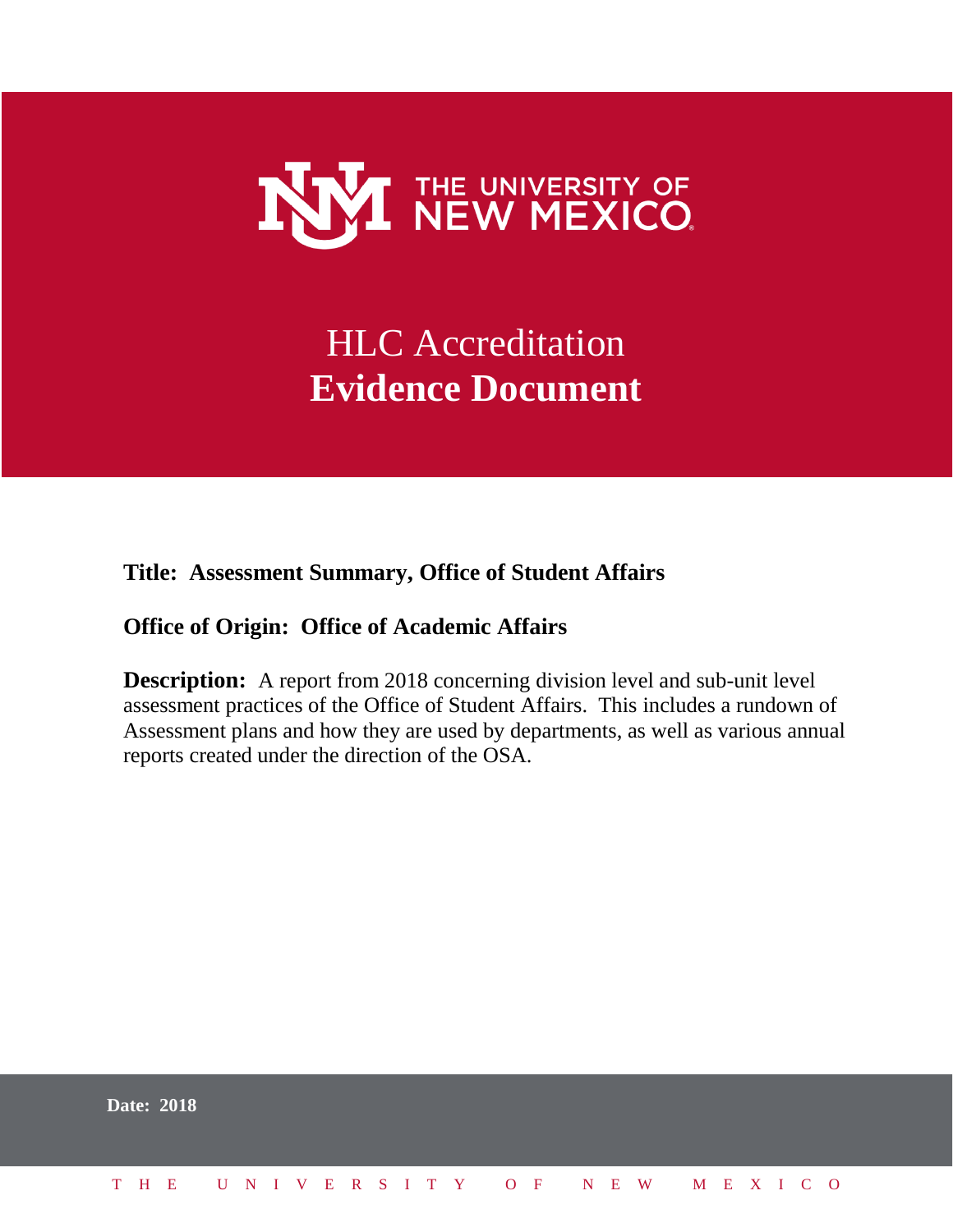THE UNIVERSITY OF NEW MEXICO

# HLC Accreditation
# **Evidence Document**

**Title: Assessment Summary, Office of Student Affairs**

**Office of Origin: Office of Academic Affairs**

**Description:** A report from 2018 concerning division level and sub-unit level assessment practices of the Office of Student Affairs. This includes a rundown of Assessment plans and how they are used by departments, as well as various annual reports created under the direction of the OSA.

**Date: 2018**

THE UNIVERSITY OF NEW MEXICO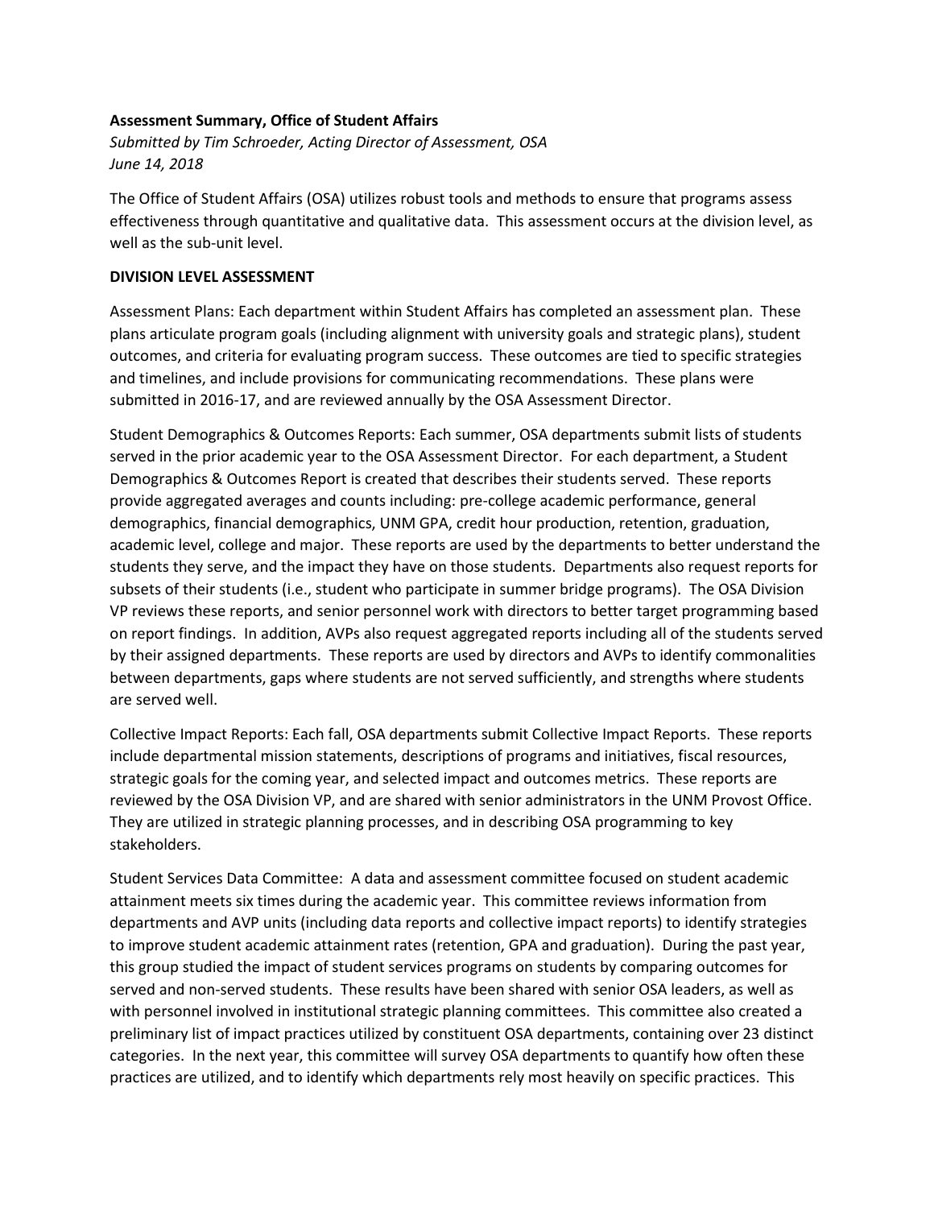**Assessment Summary, Office of Student Affairs**

*Submitted by Tim Schroeder, Acting Director of Assessment, OSA*

*June 14, 2018*

The Office of Student Affairs (OSA) utilizes robust tools and methods to ensure that programs assess effectiveness through quantitative and qualitative data. This assessment occurs at the division level, as well as the sub-unit level.

**DIVISION LEVEL ASSESSMENT**

Assessment Plans: Each department within Student Affairs has completed an assessment plan. These plans articulate program goals (including alignment with university goals and strategic plans), student outcomes, and criteria for evaluating program success. These outcomes are tied to specific strategies and timelines, and include provisions for communicating recommendations. These plans were submitted in 2016-17, and are reviewed annually by the OSA Assessment Director.

Student Demographics & Outcomes Reports: Each summer, OSA departments submit lists of students served in the prior academic year to the OSA Assessment Director. For each department, a Student Demographics & Outcomes Report is created that describes their students served. These reports provide aggregated averages and counts including: pre-college academic performance, general demographics, financial demographics, UNM GPA, credit hour production, retention, graduation, academic level, college and major. These reports are used by the departments to better understand the students they serve, and the impact they have on those students. Departments also request reports for subsets of their students (i.e., student who participate in summer bridge programs). The OSA Division VP reviews these reports, and senior personnel work with directors to better target programming based on report findings. In addition, AVPs also request aggregated reports including all of the students served by their assigned departments. These reports are used by directors and AVPs to identify commonalities between departments, gaps where students are not served sufficiently, and strengths where students are served well.

Collective Impact Reports: Each fall, OSA departments submit Collective Impact Reports. These reports include departmental mission statements, descriptions of programs and initiatives, fiscal resources, strategic goals for the coming year, and selected impact and outcomes metrics. These reports are reviewed by the OSA Division VP, and are shared with senior administrators in the UNM Provost Office. They are utilized in strategic planning processes, and in describing OSA programming to key stakeholders.

Student Services Data Committee: A data and assessment committee focused on student academic attainment meets six times during the academic year. This committee reviews information from departments and AVP units (including data reports and collective impact reports) to identify strategies to improve student academic attainment rates (retention, GPA and graduation). During the past year, this group studied the impact of student services programs on students by comparing outcomes for served and non-served students. These results have been shared with senior OSA leaders, as well as with personnel involved in institutional strategic planning committees. This committee also created a preliminary list of impact practices utilized by constituent OSA departments, containing over 23 distinct categories. In the next year, this committee will survey OSA departments to quantify how often these practices are utilized, and to identify which departments rely most heavily on specific practices. This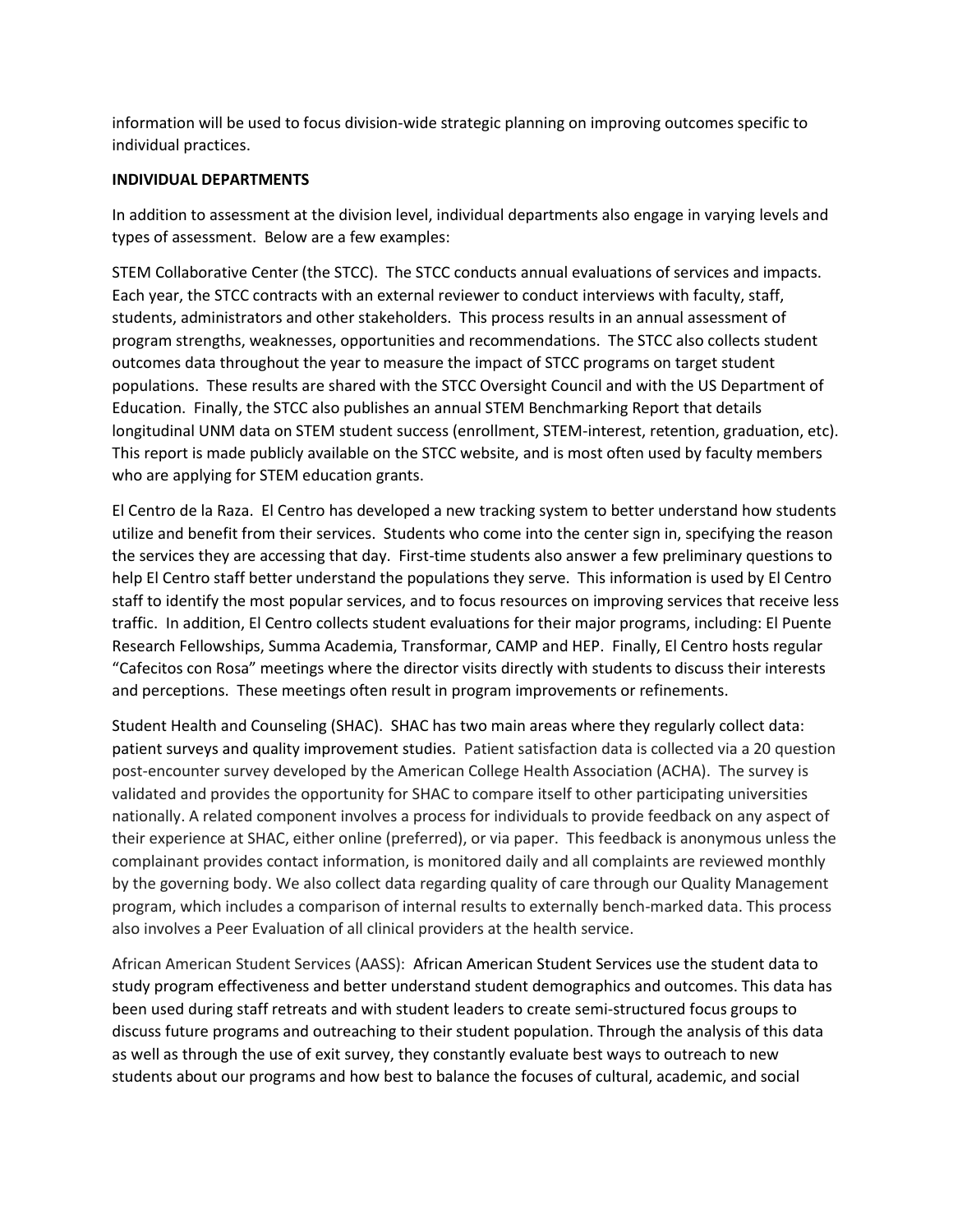information will be used to focus division-wide strategic planning on improving outcomes specific to individual practices.

**INDIVIDUAL DEPARTMENTS**

In addition to assessment at the division level, individual departments also engage in varying levels and types of assessment. Below are a few examples:

STEM Collaborative Center (the STCC). The STCC conducts annual evaluations of services and impacts. Each year, the STCC contracts with an external reviewer to conduct interviews with faculty, staff, students, administrators and other stakeholders. This process results in an annual assessment of program strengths, weaknesses, opportunities and recommendations. The STCC also collects student outcomes data throughout the year to measure the impact of STCC programs on target student populations. These results are shared with the STCC Oversight Council and with the US Department of Education. Finally, the STCC also publishes an annual STEM Benchmarking Report that details longitudinal UNM data on STEM student success (enrollment, STEM-interest, retention, graduation, etc). This report is made publicly available on the STCC website, and is most often used by faculty members who are applying for STEM education grants.

El Centro de la Raza. El Centro has developed a new tracking system to better understand how students utilize and benefit from their services. Students who come into the center sign in, specifying the reason the services they are accessing that day. First-time students also answer a few preliminary questions to help El Centro staff better understand the populations they serve. This information is used by El Centro staff to identify the most popular services, and to focus resources on improving services that receive less traffic. In addition, El Centro collects student evaluations for their major programs, including: El Puente Research Fellowships, Summa Academia, Transformar, CAMP and HEP. Finally, El Centro hosts regular "Cafecitos con Rosa" meetings where the director visits directly with students to discuss their interests and perceptions. These meetings often result in program improvements or refinements.

Student Health and Counseling (SHAC). SHAC has two main areas where they regularly collect data: patient surveys and quality improvement studies. Patient satisfaction data is collected via a 20 question post-encounter survey developed by the American College Health Association (ACHA). The survey is validated and provides the opportunity for SHAC to compare itself to other participating universities nationally. A related component involves a process for individuals to provide feedback on any aspect of their experience at SHAC, either online (preferred), or via paper. This feedback is anonymous unless the complainant provides contact information, is monitored daily and all complaints are reviewed monthly by the governing body. We also collect data regarding quality of care through our Quality Management program, which includes a comparison of internal results to externally bench-marked data. This process also involves a Peer Evaluation of all clinical providers at the health service.

African American Student Services (AASS): African American Student Services use the student data to study program effectiveness and better understand student demographics and outcomes. This data has been used during staff retreats and with student leaders to create semi-structured focus groups to discuss future programs and outreaching to their student population. Through the analysis of this data as well as through the use of exit survey, they constantly evaluate best ways to outreach to new students about our programs and how best to balance the focuses of cultural, academic, and social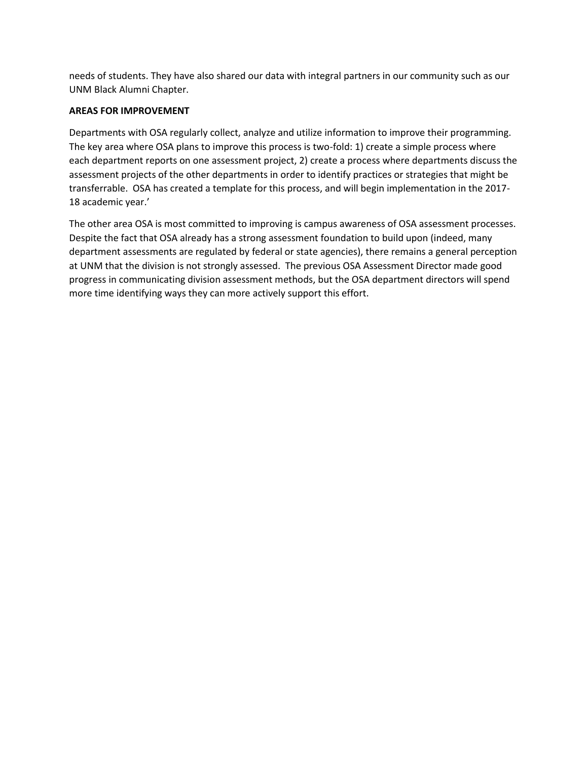needs of students. They have also shared our data with integral partners in our community such as our UNM Black Alumni Chapter.

**AREAS FOR IMPROVEMENT**

Departments with OSA regularly collect, analyze and utilize information to improve their programming. The key area where OSA plans to improve this process is two-fold: 1) create a simple process where each department reports on one assessment project, 2) create a process where departments discuss the assessment projects of the other departments in order to identify practices or strategies that might be transferrable. OSA has created a template for this process, and will begin implementation in the 2017-18 academic year.'

The other area OSA is most committed to improving is campus awareness of OSA assessment processes. Despite the fact that OSA already has a strong assessment foundation to build upon (indeed, many department assessments are regulated by federal or state agencies), there remains a general perception at UNM that the division is not strongly assessed. The previous OSA Assessment Director made good progress in communicating division assessment methods, but the OSA department directors will spend more time identifying ways they can more actively support this effort.